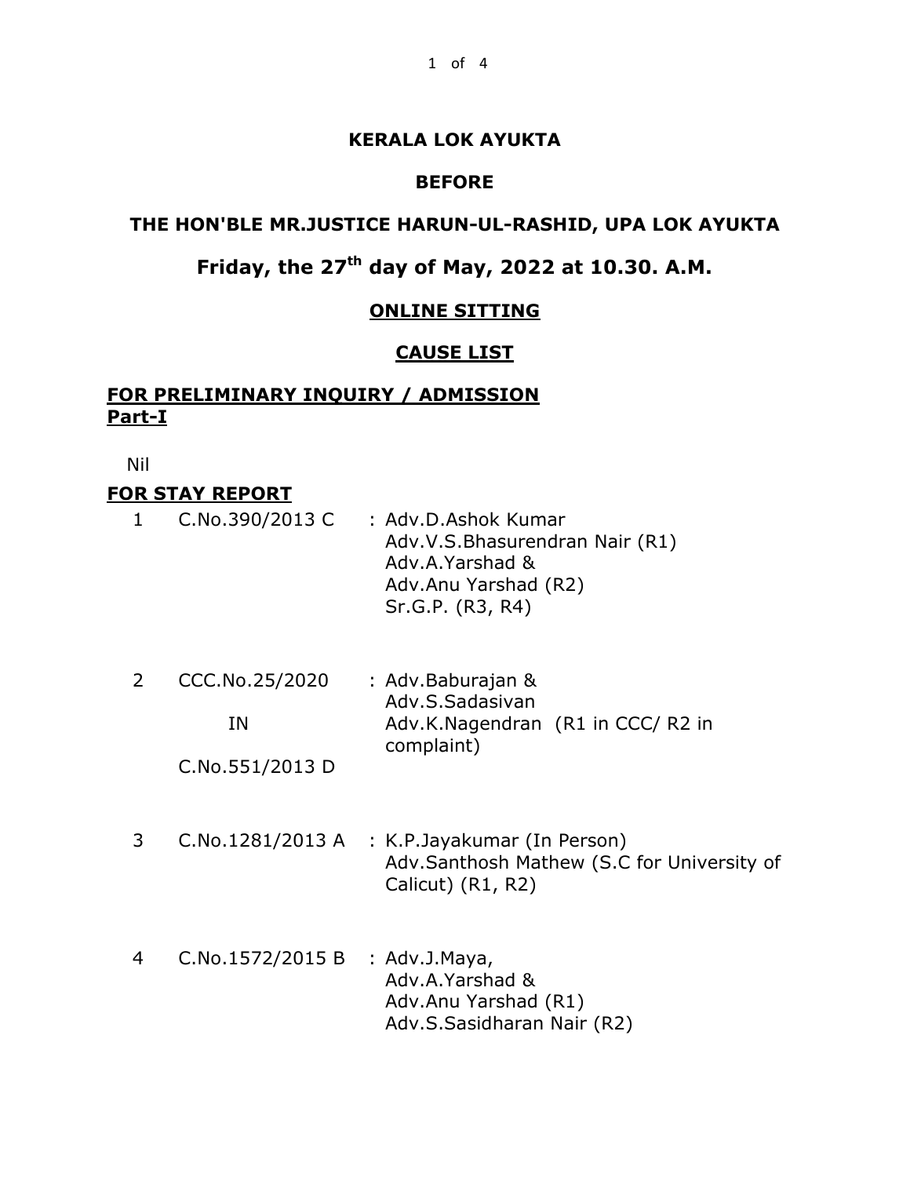**KERALA LOK AYUKTA**

**BEFORE**

**THE HON'BLE MR.JUSTICE HARUN-UL-RASHID, UPA LOK AYUKTA**

**Friday, the 27th day of May, 2022 at 10.30. A.M.**

**ONLINE SITTING**

**CAUSE LIST**

**FOR PRELIMINARY INQUIRY / ADMISSION**
**Part-I**

Nil

**FOR STAY REPORT**

| | | |
|---|---|---|
| 1 | C.No.390/2013 C | : Adv.D.Ashok Kumar<br>Adv.V.S.Bhasurendran Nair (R1)<br>Adv.A.Yarshad &<br>Adv.Anu Yarshad (R2)<br>Sr.G.P. (R3, R4) |
| 2 | CCC.No.25/2020<br>IN<br>C.No.551/2013 D | : Adv.Baburajan &<br>Adv.S.Sadasivan<br>Adv.K.Nagendran (R1 in CCC/ R2 in complaint) |
| 3 | C.No.1281/2013 A | : K.P.Jayakumar (In Person)<br>Adv.Santhosh Mathew (S.C for University of Calicut) (R1, R2) |
| 4 | C.No.1572/2015 B | : Adv.J.Maya,<br>Adv.A.Yarshad &<br>Adv.Anu Yarshad (R1)<br>Adv.S.Sasidharan Nair (R2) |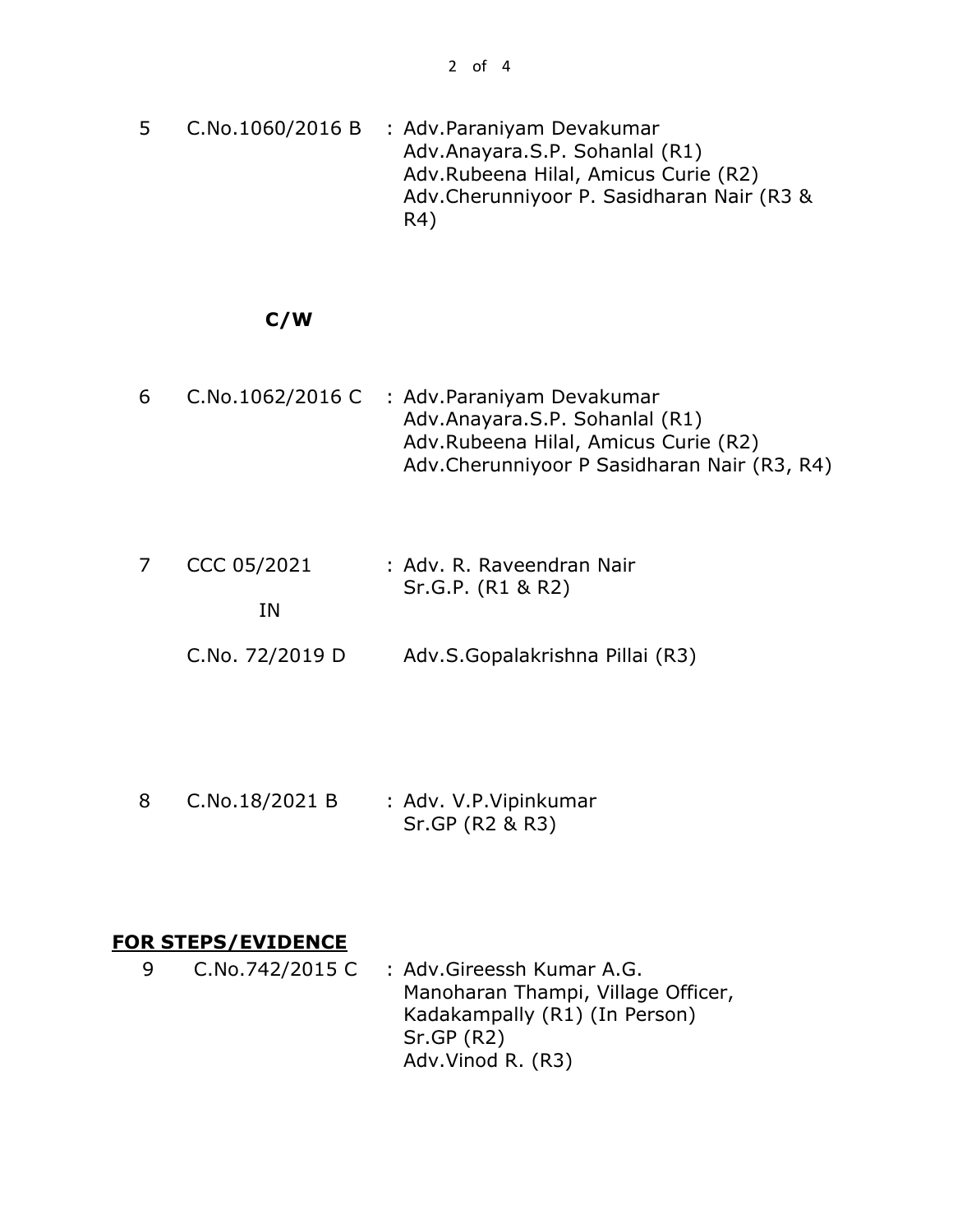| | | |
|---|---|---|
| 5 | C.No.1060/2016 B | : Adv.Paraniyam Devakumar<br>Adv.Anayara.S.P. Sohanlal (R1)<br>Adv.Rubeena Hilal, Amicus Curie (R2)<br>Adv.Cherunniyoor P. Sasidharan Nair (R3 & R4) |

**C/W**

| | | |
|---|---|---|
| 6 | C.No.1062/2016 C | : Adv.Paraniyam Devakumar<br>Adv.Anayara.S.P. Sohanlal (R1)<br>Adv.Rubeena Hilal, Amicus Curie (R2)<br>Adv.Cherunniyoor P Sasidharan Nair (R3, R4) |
| 7 | CCC 05/2021<br>IN<br>C.No. 72/2019 D | : Adv. R. Raveendran Nair<br>Sr.G.P. (R1 & R2)<br>Adv.S.Gopalakrishna Pillai (R3) |
| 8 | C.No.18/2021 B | : Adv. V.P.Vipinkumar<br>Sr.GP (R2 & R3) |

**FOR STEPS/EVIDENCE**

| | | |
|---|---|---|
| 9 | C.No.742/2015 C | : Adv.Gireessh Kumar A.G.<br>Manoharan Thampi, Village Officer, Kadakampally (R1) (In Person)<br>Sr.GP (R2)<br>Adv.Vinod R. (R3) |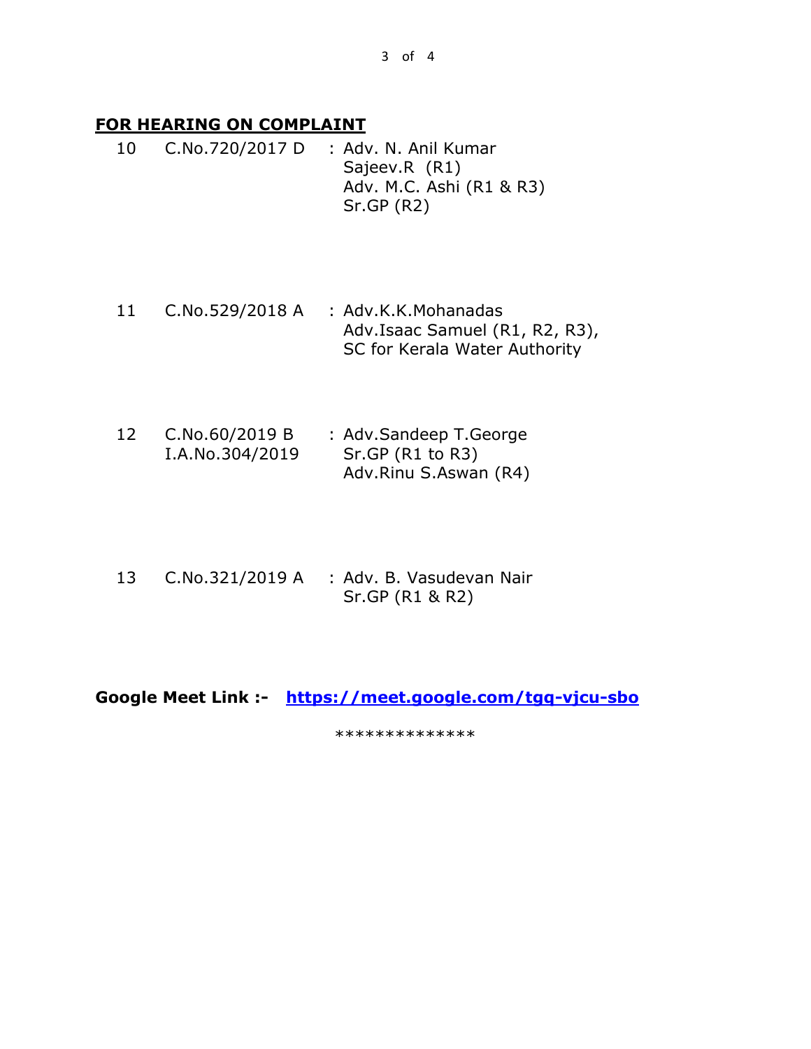## FOR HEARING ON COMPLAINT

| | | |
|---|---|---|
| 10 | C.No.720/2017 D | : Adv. N. Anil Kumar<br>Sajeev.R (R1)<br>Adv. M.C. Ashi (R1 & R3)<br>Sr.GP (R2) |
| 11 | C.No.529/2018 A | : Adv.K.K.Mohanadas<br>Adv.Isaac Samuel (R1, R2, R3),<br>SC for Kerala Water Authority |
| 12 | C.No.60/2019 B<br>I.A.No.304/2019 | : Adv.Sandeep T.George<br>Sr.GP (R1 to R3)<br>Adv.Rinu S.Aswan (R4) |
| 13 | C.No.321/2019 A | : Adv. B. Vasudevan Nair<br>Sr.GP (R1 & R2) |

**Google Meet Link :-** **https://meet.google.com/tgq-vjcu-sbo**

**************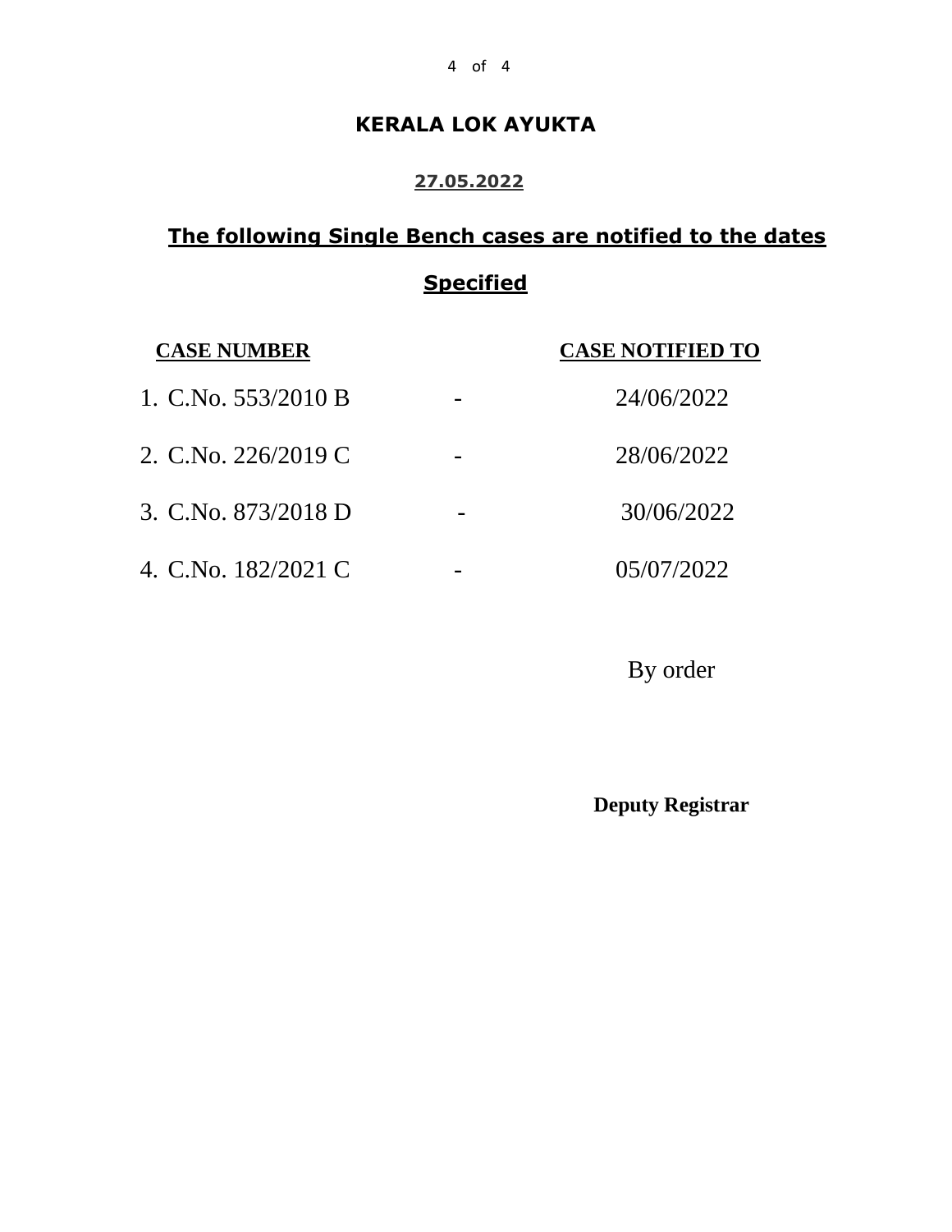# KERALA LOK AYUKTA

**27.05.2022**

## The following Single Bench cases are notified to the dates Specified

| CASE NUMBER | | CASE NOTIFIED TO |
|---|---|---|
| 1. C.No. 553/2010 B | - | 24/06/2022 |
| 2. C.No. 226/2019 C | - | 28/06/2022 |
| 3. C.No. 873/2018 D | - | 30/06/2022 |
| 4. C.No. 182/2021 C | - | 05/07/2022 |

By order

**Deputy Registrar**